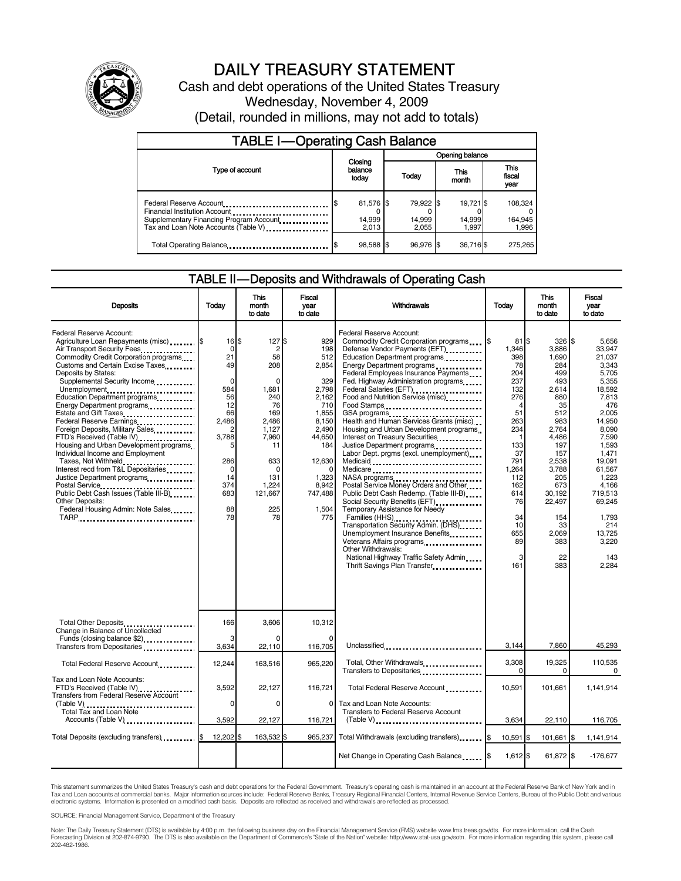# DAILY TREASURY STATEMENT

Cash and debt operations of the United States Treasury

Wednesday, November 4, 2009

(Detail, rounded in millions, may not add to totals)

## TABLE I—Operating Cash Balance

| Type of account | Closing balance today | Opening balance Today | Opening balance This month | Opening balance This fiscal year |
|---|---|---|---|---|
| Federal Reserve Account | $ 81,576 | $ 79,922 | $ 19,721 | $ 108,324 |
| Financial Institution Account | 0 | 0 | 0 | 0 |
| Supplementary Financing Program Account | 14,999 | 14,999 | 14,999 | 164,945 |
| Tax and Loan Note Accounts (Table V) | 2,013 | 2,055 | 1,997 | 1,996 |
| Total Operating Balance | $ 98,588 | $ 96,976 | $ 36,716 | $ 275,265 |

## TABLE II—Deposits and Withdrawals of Operating Cash

| Deposits | Today | This month to date | Fiscal year to date |
|---|---|---|---|
| Federal Reserve Account: | | | |
| Agriculture Loan Repayments (misc) | $ 16 | $ 127 | $ 929 |
| Air Transport Security Fees | 0 | 2 | 198 |
| Commodity Credit Corporation programs | 21 | 58 | 512 |
| Customs and Certain Excise Taxes | 49 | 208 | 2,854 |
| Deposits by States: | | | |
| Supplemental Security Income | 0 | 0 | 329 |
| Unemployment | 584 | 1,681 | 2,798 |
| Education Department programs | 56 | 240 | 2,162 |
| Energy Department programs | 12 | 76 | 710 |
| Estate and Gift Taxes | 66 | 169 | 1,855 |
| Federal Reserve Earnings | 2,486 | 2,486 | 8,150 |
| Foreign Deposits, Military Sales | 2 | 1,127 | 2,490 |
| FTD's Received (Table IV) | 3,788 | 7,960 | 44,650 |
| Housing and Urban Development programs | 5 | 11 | 184 |
| Individual Income and Employment Taxes, Not Withheld | 286 | 633 | 12,630 |
| Interest recd from T&L Depositaries | 0 | 0 | 0 |
| Justice Department programs | 14 | 131 | 1,323 |
| Postal Service | 374 | 1,224 | 8,942 |
| Public Debt Cash Issues (Table III-B) | 683 | 121,667 | 747,488 |
| Other Deposits: | | | |
| Federal Housing Admin: Note Sales | 88 | 225 | 1,504 |
| TARP | 78 | 78 | 775 |
| Total Other Deposits | 166 | 3,606 | 10,312 |
| Change in Balance of Uncollected Funds (closing balance $2) | 3 | 0 | 0 |
| Transfers from Depositaries | 3,634 | 22,110 | 116,705 |
| Total Federal Reserve Account | 12,244 | 163,516 | 965,220 |
| Tax and Loan Note Accounts: | | | |
| FTD's Received (Table IV) | 3,592 | 22,127 | 116,721 |
| Transfers from Federal Reserve Account (Table V) | 0 | 0 | 0 |
| Total Tax and Loan Note Accounts (Table V) | 3,592 | 22,127 | 116,721 |
| Total Deposits (excluding transfers) | $ 12,202 | $ 163,532 | $ 965,237 |

| Withdrawals | Today | This month to date | Fiscal year to date |
|---|---|---|---|
| Federal Reserve Account: | | | |
| Commodity Credit Corporation programs | $ 81 | $ 326 | $ 5,656 |
| Defense Vendor Payments (EFT) | 1,346 | 3,886 | 33,947 |
| Education Department programs | 398 | 1,690 | 21,037 |
| Energy Department programs | 78 | 284 | 3,343 |
| Federal Employees Insurance Payments | 204 | 499 | 5,705 |
| Fed. Highway Administration programs | 237 | 493 | 5,355 |
| Federal Salaries (EFT) | 132 | 2,614 | 18,592 |
| Food and Nutrition Service (misc) | 276 | 880 | 7,813 |
| Food Stamps | 4 | 35 | 476 |
| GSA programs | 51 | 512 | 2,005 |
| Health and Human Services Grants (misc) | 263 | 983 | 14,950 |
| Housing and Urban Development programs | 234 | 2,764 | 8,090 |
| Interest on Treasury Securities | 1 | 4,486 | 7,590 |
| Justice Department programs | 133 | 197 | 1,593 |
| Labor Dept. prgms (excl. unemployment) | 37 | 157 | 1,471 |
| Medicaid | 791 | 2,538 | 19,091 |
| Medicare | 1,264 | 3,788 | 61,567 |
| NASA programs | 112 | 205 | 1,223 |
| Postal Service Money Orders and Other | 162 | 673 | 4,166 |
| Public Debt Cash Redemp. (Table III-B) | 614 | 30,192 | 719,513 |
| Social Security Benefits (EFT) | 76 | 22,497 | 69,245 |
| Temporary Assistance for Needy Families (HHS) | 34 | 154 | 1,793 |
| Transportation Security Admin. (DHS) | 10 | 33 | 214 |
| Unemployment Insurance Benefits | 655 | 2,069 | 13,725 |
| Veterans Affairs programs | 89 | 383 | 3,220 |
| Other Withdrawals: | | | |
| National Highway Traffic Safety Admin | 3 | 22 | 143 |
| Thrift Savings Plan Transfer | 161 | 383 | 2,284 |
| Unclassified | 3,144 | 7,860 | 45,293 |
| Total, Other Withdrawals | 3,308 | 19,325 | 110,535 |
| Transfers to Depositaries | 0 | 0 | 0 |
| Total Federal Reserve Account | 10,591 | 101,661 | 1,141,914 |
| Tax and Loan Note Accounts: | | | |
| Transfers to Federal Reserve Account (Table V) | 3,634 | 22,110 | 116,705 |
| Total Withdrawals (excluding transfers) | $ 10,591 | $ 101,661 | $ 1,141,914 |
| Net Change in Operating Cash Balance | $ 1,612 | $ 61,872 | $ -176,677 |

This statement summarizes the United States Treasury's cash and debt operations for the Federal Government. Treasury's operating cash is maintained in an account at the Federal Reserve Bank of New York and in Tax and Loan accounts at commercial banks. Major information sources include: Federal Reserve Banks, Treasury Regional Financial Centers, Internal Revenue Service Centers, Bureau of the Public Debt and various electronic systems. Information is presented on a modified cash basis. Deposits are reflected as received and withdrawals are reflected as processed.

SOURCE: Financial Management Service, Department of the Treasury

Note: The Daily Treasury Statement (DTS) is available by 4:00 p.m. the following business day on the Financial Management Service (FMS) website www.fms.treas.gov/dts. For more information, call the Cash Forecasting Division at 202-874-9790. The DTS is also available on the Department of Commerce's "State of the Nation" website: http://www.stat-usa.gov/sotn. For more information regarding this system, please call 202-482-1986.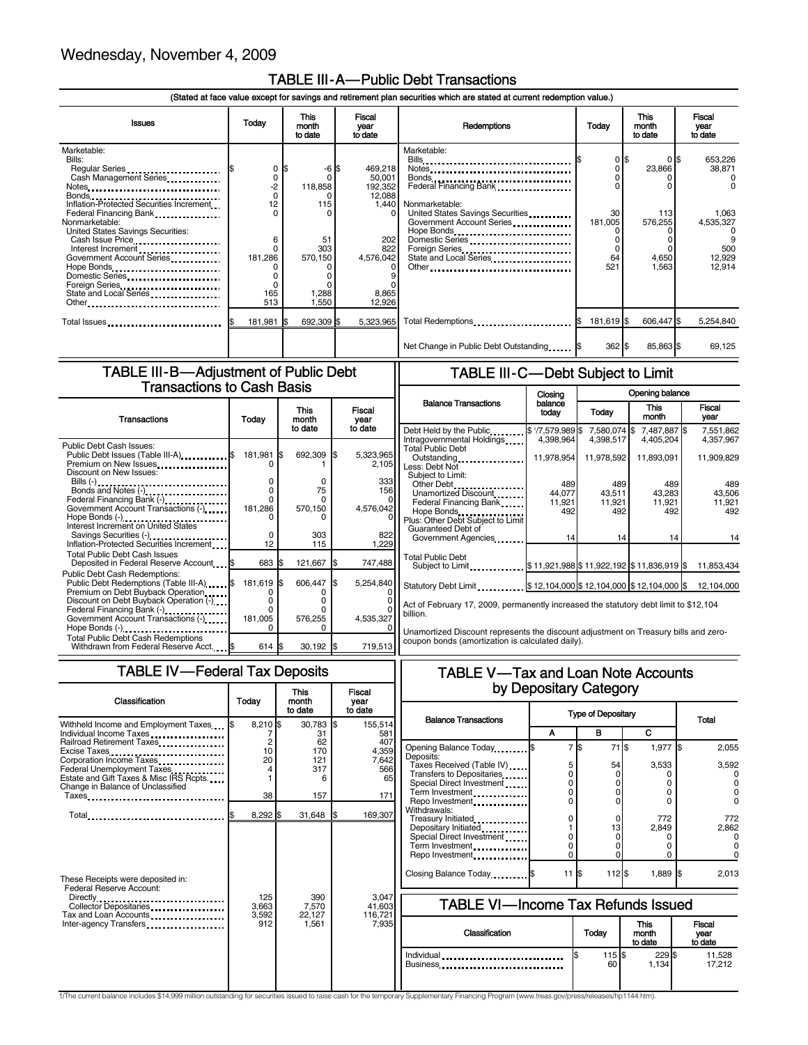Wednesday, November 4, 2009

## TABLE III-A—Public Debt Transactions

(Stated at face value except for savings and retirement plan securities which are stated at current redemption value.)

| Issues | Today | This month to date | Fiscal year to date |
|---|---|---|---|
| Marketable: | | | |
| Bills: | | | |
| Regular Series | $ 0 | $ -6 | $ 469,218 |
| Cash Management Series | 0 | 0 | 50,001 |
| Notes | -2 | 118,858 | 192,352 |
| Bonds | 0 | 0 | 12,088 |
| Inflation-Protected Securities Increment | 12 | 115 | 1,440 |
| Federal Financing Bank | 0 | 0 | 0 |
| Nonmarketable: | | | |
| United States Savings Securities: | | | |
| Cash Issue Price | 6 | 51 | 202 |
| Interest Increment | 0 | 303 | 822 |
| Government Account Series | 181,286 | 570,150 | 4,576,042 |
| Hope Bonds | 0 | 0 | 0 |
| Domestic Series | 0 | 0 | 9 |
| Foreign Series | 0 | 0 | 0 |
| State and Local Series | 165 | 1,288 | 8,865 |
| Other | 513 | 1,550 | 12,926 |
| Total Issues | $ 181,981 | $ 692,309 | $ 5,323,965 |

| Redemptions | Today | This month to date | Fiscal year to date |
|---|---|---|---|
| Marketable: | | | |
| Bills | $ 0 | $ 0 | $ 653,226 |
| Notes | 0 | 23,866 | 38,871 |
| Bonds | 0 | 0 | 0 |
| Federal Financing Bank | 0 | 0 | 0 |
| Nonmarketable: | | | |
| United States Savings Securities | 30 | 113 | 1,063 |
| Government Account Series | 181,005 | 576,255 | 4,535,327 |
| Hope Bonds | 0 | 0 | 0 |
| Domestic Series | 0 | 0 | 9 |
| Foreign Series | 0 | 0 | 500 |
| State and Local Series | 64 | 4,650 | 12,929 |
| Other | 521 | 1,563 | 12,914 |
| Total Redemptions | $ 181,619 | $ 606,447 | $ 5,254,840 |
| Net Change in Public Debt Outstanding | $ 362 | $ 85,863 | $ 69,125 |

## TABLE III-B—Adjustment of Public Debt Transactions to Cash Basis

| Transactions | Today | This month to date | Fiscal year to date |
|---|---|---|---|
| Public Debt Cash Issues: | | | |
| Public Debt Issues (Table III-A) | $ 181,981 | $ 692,309 | $ 5,323,965 |
| Premium on New Issues | 0 | 1 | 2,105 |
| Discount on New Issues: | | | |
| Bills (-) | 0 | 0 | 333 |
| Bonds and Notes (-) | 0 | 75 | 156 |
| Federal Financing Bank (-) | 0 | 0 | 0 |
| Government Account Transactions (-) | 181,286 | 570,150 | 4,576,042 |
| Hope Bonds (-) | 0 | 0 | 0 |
| Interest Increment on United States Savings Securities (-) | 0 | 303 | 822 |
| Inflation-Protected Securities Increment | 12 | 115 | 1,229 |
| Total Public Debt Cash Issues Deposited in Federal Reserve Account | $ 683 | $ 121,667 | $ 747,488 |
| Public Debt Cash Redemptions: | | | |
| Public Debt Redemptions (Table III-A) | $ 181,619 | $ 606,447 | $ 5,254,840 |
| Premium on Debt Buyback Operation | 0 | 0 | 0 |
| Discount on Debt Buyback Operation (-) | 0 | 0 | 0 |
| Federal Financing Bank (-) | 0 | 0 | 0 |
| Government Account Transactions (-) | 181,005 | 576,255 | 4,535,327 |
| Hope Bonds (-) | 0 | 0 | 0 |
| Total Public Debt Cash Redemptions Withdrawn from Federal Reserve Acct. | $ 614 | $ 30,192 | $ 719,513 |

## TABLE III-C—Debt Subject to Limit

| Balance Transactions | Closing balance today | Opening balance Today | Opening balance This month | Opening balance Fiscal year |
|---|---|---|---|---|
| Debt Held by the Public | $ [1]7,579,989 | $ 7,580,074 | $ 7,487,887 | $ 7,551,862 |
| Intragovernmental Holdings | 4,398,964 | 4,398,517 | 4,405,204 | 4,357,967 |
| Total Public Debt Outstanding | 11,978,954 | 11,978,592 | 11,893,091 | 11,909,829 |
| Less: Debt Not Subject to Limit: | | | | |
| Other Debt | 489 | 489 | 489 | 489 |
| Unamortized Discount | 44,077 | 43,511 | 43,283 | 43,506 |
| Federal Financing Bank | 11,921 | 11,921 | 11,921 | 11,921 |
| Hope Bonds | 492 | 492 | 492 | 492 |
| Plus: Other Debt Subject to Limit | | | | |
| Guaranteed Debt of Government Agencies | 14 | 14 | 14 | 14 |
| Total Public Debt Subject to Limit | $ 11,921,988 | $ 11,922,192 | $ 11,836,919 | $ 11,853,434 |
| Statutory Debt Limit | $ 12,104,000 | $ 12,104,000 | $ 12,104,000 | $ 12,104,000 |

Act of February 17, 2009, permanently increased the statutory debt limit to $12,104 billion.

Unamortized Discount represents the discount adjustment on Treasury bills and zero-coupon bonds (amortization is calculated daily).

## TABLE IV—Federal Tax Deposits

| Classification | Today | This month to date | Fiscal year to date |
|---|---|---|---|
| Withheld Income and Employment Taxes | $ 8,210 | $ 30,783 | $ 155,514 |
| Individual Income Taxes | 7 | 31 | 581 |
| Railroad Retirement Taxes | 2 | 62 | 407 |
| Excise Taxes | 10 | 170 | 4,359 |
| Corporation Income Taxes | 20 | 121 | 7,642 |
| Federal Unemployment Taxes | 4 | 317 | 566 |
| Estate and Gift Taxes & Misc IRS Rcpts. | 1 | 6 | 65 |
| Change in Balance of Unclassified Taxes | 38 | 157 | 171 |
| Total | $ 8,292 | $ 31,648 | $ 169,307 |
| These Receipts were deposited in: | | | |
| Federal Reserve Account: | | | |
| Directly | 125 | 390 | 3,047 |
| Collector Depositaries | 3,663 | 7,570 | 41,603 |
| Tax and Loan Accounts | 3,592 | 22,127 | 116,721 |
| Inter-agency Transfers | 912 | 1,561 | 7,935 |

## TABLE V—Tax and Loan Note Accounts by Depositary Category

| Balance Transactions | Type of Depositary A | Type of Depositary B | Type of Depositary C | Total |
|---|---|---|---|---|
| Opening Balance Today | $ 7 | $ 71 | $ 1,977 | $ 2,055 |
| Deposits: | | | | |
| Taxes Received (Table IV) | 5 | 54 | 3,533 | 3,592 |
| Transfers to Depositaries | 0 | 0 | 0 | 0 |
| Special Direct Investment | 0 | 0 | 0 | 0 |
| Term Investment | 0 | 0 | 0 | 0 |
| Repo Investment | 0 | 0 | 0 | 0 |
| Withdrawals: | | | | |
| Treasury Initiated | 0 | 0 | 772 | 772 |
| Depositary Initiated | 1 | 13 | 2,849 | 2,862 |
| Special Direct Investment | 0 | 0 | 0 | 0 |
| Term Investment | 0 | 0 | 0 | 0 |
| Repo Investment | 0 | 0 | 0 | 0 |
| Closing Balance Today | $ 11 | $ 112 | $ 1,889 | $ 2,013 |

## TABLE VI—Income Tax Refunds Issued

| Classification | Today | This month to date | Fiscal year to date |
|---|---|---|---|
| Individual | $ 115 | $ 229 | $ 11,528 |
| Business | 60 | 1,134 | 17,212 |

1/The current balance includes $14,999 million outstanding for securities issued to raise cash for the temporary Supplementary Financing Program (www.treas.gov/press/releases/hp1144.htm).